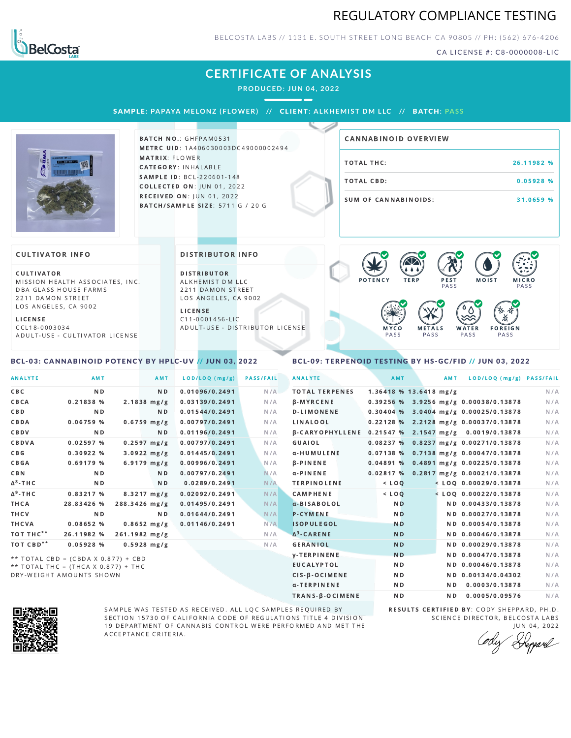# REGULATORY COMPLIANCE TESTING

BELCOSTA LABS // 1131 E. SOUTH STREET LONG BEACH CA 90805 // PH: (562) 676-4206

CA LICENSE #: C8-0000008-LIC

## CERTIFICATE OF ANALYSIS

**PRODUCED: JUN 04, 2022**

**SAMPLE:** PAPAYA MELONZ (FLOWER) // **CLIENT:** ALKHEMIST DM LLC // **BATCH:** PASS

**BATCH NO.:** GHFPAM0531
**METRC UID:** 1A406030003DC49000002494
**MATRIX:** FLOWER
**CATEGORY:** INHALABLE
**SAMPLE ID:** BCL-220601-148
**COLLECTED ON:** JUN 01, 2022
**RECEIVED ON:** JUN 01, 2022
**BATCH/SAMPLE SIZE:** 5711 G / 20 G

### CANNABINOID OVERVIEW

| | |
|---|---|
| TOTAL THC: | 26.11982 % |
| TOTAL CBD: | 0.05928 % |
| SUM OF CANNABINOIDS: | 31.0659 % |

### CULTIVATOR INFO

**CULTIVATOR**
MISSION HEALTH ASSOCIATES, INC.
DBA GLASS HOUSE FARMS
2211 DAMON STREET
LOS ANGELES, CA 9002

**LICENSE**
CCL18-0003034
ADULT-USE - CULTIVATOR LICENSE

### DISTRIBUTOR INFO

**DISTRIBUTOR**
ALKHEMIST DM LLC
2211 DAMON STREET
LOS ANGELES, CA 9002

**LICENSE**
C11-0001456-LIC
ADULT-USE - DISTRIBUTOR LICENSE

POTENCY | TERP | PEST PASS | MOIST | MICRO PASS | MYCO PASS | METALS PASS | WATER PASS | FOREIGN PASS

### BCL-03: CANNABINOID POTENCY BY HPLC-UV // JUN 03, 2022

| ANALYTE | AMT | AMT | LOD/LOQ (mg/g) | PASS/FAIL |
|---|---|---|---|---|
| CBC | ND | ND | 0.01096/0.2491 | N/A |
| CBCA | 0.21838 % | 2.1838 mg/g | 0.03139/0.2491 | N/A |
| CBD | ND | ND | 0.01544/0.2491 | N/A |
| CBDA | 0.06759 % | 0.6759 mg/g | 0.00797/0.2491 | N/A |
| CBDV | ND | ND | 0.01196/0.2491 | N/A |
| CBDVA | 0.02597 % | 0.2597 mg/g | 0.00797/0.2491 | N/A |
| CBG | 0.30922 % | 3.0922 mg/g | 0.01445/0.2491 | N/A |
| CBGA | 0.69179 % | 6.9179 mg/g | 0.00996/0.2491 | N/A |
| CBN | ND | ND | 0.00797/0.2491 | N/A |
| Δ8-THC | ND | ND | 0.0289/0.2491 | N/A |
| Δ9-THC | 0.83217 % | 8.3217 mg/g | 0.02092/0.2491 | N/A |
| THCA | 28.83426 % | 288.3426 mg/g | 0.01495/0.2491 | N/A |
| THCV | ND | ND | 0.01644/0.2491 | N/A |
| THCVA | 0.08652 % | 0.8652 mg/g | 0.01146/0.2491 | N/A |
| TOT THC** | 26.11982 % | 261.1982 mg/g | | N/A |
| TOT CBD** | 0.05928 % | 0.5928 mg/g | | N/A |

** TOTAL CBD = (CBDA X 0.877) + CBD
** TOTAL THC = (THCA X 0.877) + THC
DRY-WEIGHT AMOUNTS SHOWN

### BCL-09: TERPENOID TESTING BY HS-GC/FID // JUN 03, 2022

| ANALYTE | AMT | AMT | LOD/LOQ (mg/g) | PASS/FAIL |
|---|---|---|---|---|
| TOTAL TERPENES | 1.36418 % | 13.6418 mg/g | | N/A |
| β-MYRCENE | 0.39256 % | 3.9256 mg/g | 0.00038/0.13878 | N/A |
| D-LIMONENE | 0.30404 % | 3.0404 mg/g | 0.00025/0.13878 | N/A |
| LINALOOL | 0.22128 % | 2.2128 mg/g | 0.00037/0.13878 | N/A |
| β-CARYOPHYLLENE | 0.21547 % | 2.1547 mg/g | 0.0019/0.13878 | N/A |
| GUAIOL | 0.08237 % | 0.8237 mg/g | 0.00271/0.13878 | N/A |
| α-HUMULENE | 0.07138 % | 0.7138 mg/g | 0.00047/0.13878 | N/A |
| β-PINENE | 0.04891 % | 0.4891 mg/g | 0.00225/0.13878 | N/A |
| α-PINENE | 0.02817 % | 0.2817 mg/g | 0.00021/0.13878 | N/A |
| TERPINOLENE | < LOQ | < LOQ | 0.00029/0.13878 | N/A |
| CAMPHENE | < LOQ | < LOQ | 0.00022/0.13878 | N/A |
| α-BISABOLOL | ND | ND | 0.00433/0.13878 | N/A |
| P-CYMENE | ND | ND | 0.00027/0.13878 | N/A |
| ISOPULEGOL | ND | ND | 0.00054/0.13878 | N/A |
| Δ3-CARENE | ND | ND | 0.00046/0.13878 | N/A |
| GERANIOL | ND | ND | 0.00029/0.13878 | N/A |
| γ-TERPINENE | ND | ND | 0.00047/0.13878 | N/A |
| EUCALYPTOL | ND | ND | 0.00046/0.13878 | N/A |
| CIS-β-OCIMENE | ND | ND | 0.00134/0.04302 | N/A |
| α-TERPINENE | ND | ND | 0.0003/0.13878 | N/A |
| TRANS-β-OCIMENE | ND | ND | 0.0005/0.09576 | N/A |

SAMPLE WAS TESTED AS RECEIVED. ALL LQC SAMPLES REQUIRED BY SECTION 15730 OF CALIFORNIA CODE OF REGULATIONS TITLE 4 DIVISION 19 DEPARTMENT OF CANNABIS CONTROL WERE PERFORMED AND MET THE ACCEPTANCE CRITERIA.

**RESULTS CERTIFIED BY:** CODY SHEPPARD, PH.D.
SCIENCE DIRECTOR, BELCOSTA LABS
JUN 04, 2022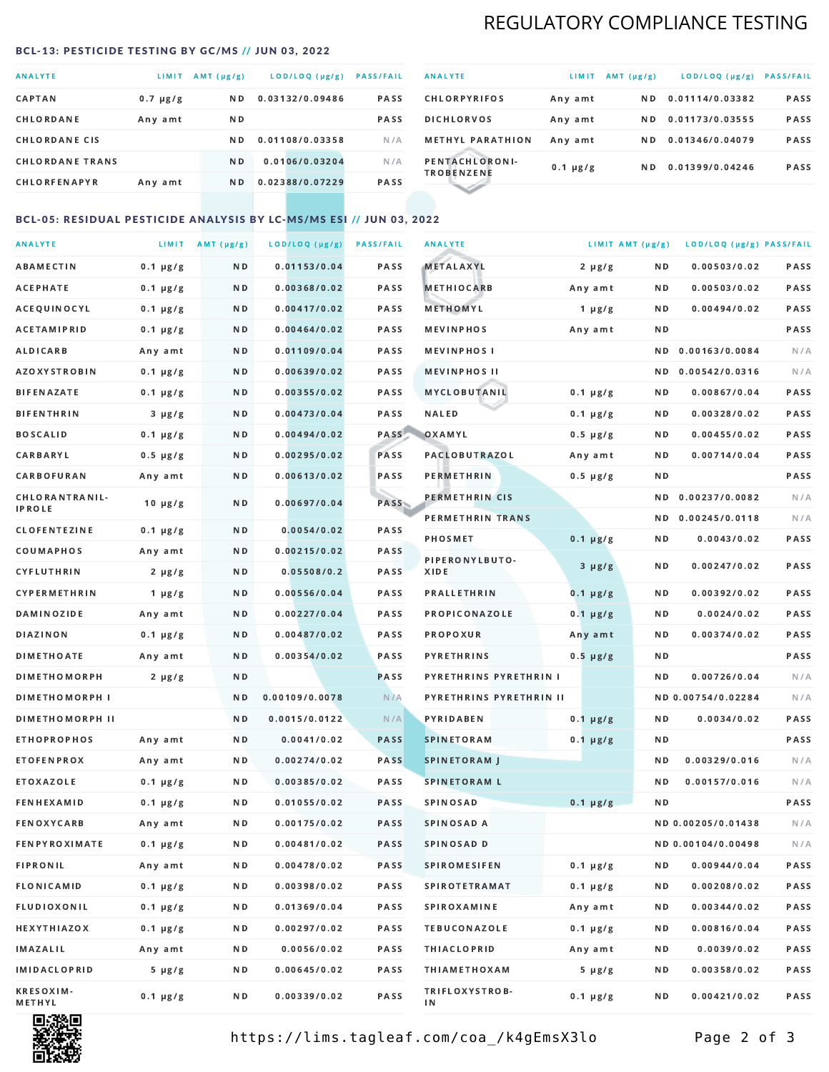## REGULATORY COMPLIANCE TESTING

### BCL-13: PESTICIDE TESTING BY GC/MS // JUN 03, 2022

| ANALYTE | LIMIT | AMT (µg/g) | LOD/LOQ (µg/g) | PASS/FAIL |
|---|---|---|---|---|
| CAPTAN | 0.7 µg/g | ND | 0.03132/0.09486 | PASS |
| CHLORDANE | Any amt | ND | | PASS |
| CHLORDANE CIS | | ND | 0.01108/0.03358 | N/A |
| CHLORDANE TRANS | | ND | 0.0106/0.03204 | N/A |
| CHLORFENAPYR | Any amt | ND | 0.02388/0.07229 | PASS |
| CHLORPYRIFOS | Any amt | ND | 0.01114/0.03382 | PASS |
| DICHLORVOS | Any amt | ND | 0.01173/0.03555 | PASS |
| METHYL PARATHION | Any amt | ND | 0.01346/0.04079 | PASS |
| PENTACHLORONITROBENZENE | 0.1 µg/g | ND | 0.01399/0.04246 | PASS |

### BCL-05: RESIDUAL PESTICIDE ANALYSIS BY LC-MS/MS ESI // JUN 03, 2022

| ANALYTE | LIMIT | AMT (µg/g) | LOD/LOQ (µg/g) | PASS/FAIL |
|---|---|---|---|---|
| ABAMECTIN | 0.1 µg/g | ND | 0.01153/0.04 | PASS |
| ACEPHATE | 0.1 µg/g | ND | 0.00368/0.02 | PASS |
| ACEQUINOCYL | 0.1 µg/g | ND | 0.00417/0.02 | PASS |
| ACETAMIPRID | 0.1 µg/g | ND | 0.00464/0.02 | PASS |
| ALDICARB | Any amt | ND | 0.01109/0.04 | PASS |
| AZOXYSTROBIN | 0.1 µg/g | ND | 0.00639/0.02 | PASS |
| BIFENAZATE | 0.1 µg/g | ND | 0.00355/0.02 | PASS |
| BIFENTHRIN | 3 µg/g | ND | 0.00473/0.04 | PASS |
| BOSCALID | 0.1 µg/g | ND | 0.00494/0.02 | PASS |
| CARBARYL | 0.5 µg/g | ND | 0.00295/0.02 | PASS |
| CARBOFURAN | Any amt | ND | 0.00613/0.02 | PASS |
| CHLORANTRANILIPROLE | 10 µg/g | ND | 0.00697/0.04 | PASS |
| CLOFENTEZINE | 0.1 µg/g | ND | 0.0054/0.02 | PASS |
| COUMAPHOS | Any amt | ND | 0.00215/0.02 | PASS |
| CYFLUTHRIN | 2 µg/g | ND | 0.05508/0.2 | PASS |
| CYPERMETHRIN | 1 µg/g | ND | 0.00556/0.04 | PASS |
| DAMINOZIDE | Any amt | ND | 0.00227/0.04 | PASS |
| DIAZINON | 0.1 µg/g | ND | 0.00487/0.02 | PASS |
| DIMETHOATE | Any amt | ND | 0.00354/0.02 | PASS |
| DIMETHOMORPH | 2 µg/g | ND | | PASS |
| DIMETHOMORPH I | | ND | 0.00109/0.0078 | N/A |
| DIMETHOMORPH II | | ND | 0.0015/0.0122 | N/A |
| ETHOPROPHOS | Any amt | ND | 0.0041/0.02 | PASS |
| ETOFENPROX | Any amt | ND | 0.00274/0.02 | PASS |
| ETOXAZOLE | 0.1 µg/g | ND | 0.00385/0.02 | PASS |
| FENHEXAMID | 0.1 µg/g | ND | 0.01055/0.02 | PASS |
| FENOXYCARB | Any amt | ND | 0.00175/0.02 | PASS |
| FENPYROXIMATE | 0.1 µg/g | ND | 0.00481/0.02 | PASS |
| FIPRONIL | Any amt | ND | 0.00478/0.02 | PASS |
| FLONICAMID | 0.1 µg/g | ND | 0.00398/0.02 | PASS |
| FLUDIOXONIL | 0.1 µg/g | ND | 0.01369/0.04 | PASS |
| HEXYTHIAZOX | 0.1 µg/g | ND | 0.00297/0.02 | PASS |
| IMAZALIL | Any amt | ND | 0.0056/0.02 | PASS |
| IMIDACLOPRID | 5 µg/g | ND | 0.00645/0.02 | PASS |
| KRESOXIM-METHYL | 0.1 µg/g | ND | 0.00339/0.02 | PASS |
| METALAXYL | 2 µg/g | ND | 0.00503/0.02 | PASS |
| METHIOCARB | Any amt | ND | 0.00503/0.02 | PASS |
| METHOMYL | 1 µg/g | ND | 0.00494/0.02 | PASS |
| MEVINPHOS | Any amt | ND | | PASS |
| MEVINPHOS I | | ND | 0.00163/0.0084 | N/A |
| MEVINPHOS II | | ND | 0.00542/0.0316 | N/A |
| MYCLOBUTANIL | 0.1 µg/g | ND | 0.00867/0.04 | PASS |
| NALED | 0.1 µg/g | ND | 0.00328/0.02 | PASS |
| OXAMYL | 0.5 µg/g | ND | 0.00455/0.02 | PASS |
| PACLOBUTRAZOL | Any amt | ND | 0.00714/0.04 | PASS |
| PERMETHRIN | 0.5 µg/g | ND | | PASS |
| PERMETHRIN CIS | | ND | 0.00237/0.0082 | N/A |
| PERMETHRIN TRANS | | ND | 0.00245/0.0118 | N/A |
| PHOSMET | 0.1 µg/g | ND | 0.0043/0.02 | PASS |
| PIPERONYLBUTOXIDE | 3 µg/g | ND | 0.00247/0.02 | PASS |
| PRALLETHRIN | 0.1 µg/g | ND | 0.00392/0.02 | PASS |
| PROPICONAZOLE | 0.1 µg/g | ND | 0.0024/0.02 | PASS |
| PROPOXUR | Any amt | ND | 0.00374/0.02 | PASS |
| PYRETHRINS | 0.5 µg/g | ND | | PASS |
| PYRETHRINS PYRETHRIN I | | ND | 0.00726/0.04 | N/A |
| PYRETHRINS PYRETHRIN II | | ND | 0.00754/0.02284 | N/A |
| PYRIDABEN | 0.1 µg/g | ND | 0.0034/0.02 | PASS |
| SPINETORAM | 0.1 µg/g | ND | | PASS |
| SPINETORAM J | | ND | 0.00329/0.016 | N/A |
| SPINETORAM L | | ND | 0.00157/0.016 | N/A |
| SPINOSAD | 0.1 µg/g | ND | | PASS |
| SPINOSAD A | | ND | 0.00205/0.01438 | N/A |
| SPINOSAD D | | ND | 0.00104/0.00498 | N/A |
| SPIROMESIFEN | 0.1 µg/g | ND | 0.00944/0.04 | PASS |
| SPIROTETRAMAT | 0.1 µg/g | ND | 0.00208/0.02 | PASS |
| SPIROXAMINE | Any amt | ND | 0.00344/0.02 | PASS |
| TEBUCONAZOLE | 0.1 µg/g | ND | 0.00816/0.04 | PASS |
| THIACLOPRID | Any amt | ND | 0.0039/0.02 | PASS |
| THIAMETHOXAM | 5 µg/g | ND | 0.00358/0.02 | PASS |
| TRIFLOXYSTROBIN | 0.1 µg/g | ND | 0.00421/0.02 | PASS |

https://lims.tagleaf.com/coa_/k4gEmsX3lo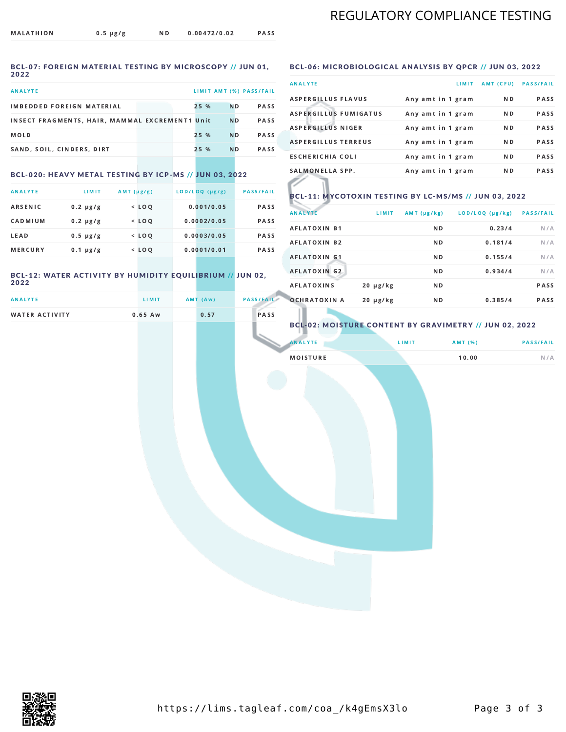# REGULATORY COMPLIANCE TESTING

| | | | | |
|---|---|---|---|---|
| MALATHION | 0.5 µg/g | ND | 0.00472/0.02 | PASS |

## BCL-07: FOREIGN MATERIAL TESTING BY MICROSCOPY // JUN 01, 2022

| ANALYTE | LIMIT | AMT (%) | PASS/FAIL |
|---|---|---|---|
| IMBEDDED FOREIGN MATERIAL | 25 % | ND | PASS |
| INSECT FRAGMENTS, HAIR, MAMMAL EXCREMENT | 1 Unit | ND | PASS |
| MOLD | 25 % | ND | PASS |
| SAND, SOIL, CINDERS, DIRT | 25 % | ND | PASS |

## BCL-020: HEAVY METAL TESTING BY ICP-MS // JUN 03, 2022

| ANALYTE | LIMIT | AMT (µg/g) | LOD/LOQ (µg/g) | PASS/FAIL |
|---|---|---|---|---|
| ARSENIC | 0.2 µg/g | < LOQ | 0.001/0.05 | PASS |
| CADMIUM | 0.2 µg/g | < LOQ | 0.0002/0.05 | PASS |
| LEAD | 0.5 µg/g | < LOQ | 0.0003/0.05 | PASS |
| MERCURY | 0.1 µg/g | < LOQ | 0.0001/0.01 | PASS |

## BCL-12: WATER ACTIVITY BY HUMIDITY EQUILIBRIUM // JUN 02, 2022

| ANALYTE | LIMIT | AMT (Aw) | PASS/FAIL |
|---|---|---|---|
| WATER ACTIVITY | 0.65 Aw | 0.57 | PASS |

## BCL-06: MICROBIOLOGICAL ANALYSIS BY QPCR // JUN 03, 2022

| ANALYTE | LIMIT | AMT (CFU) | PASS/FAIL |
|---|---|---|---|
| ASPERGILLUS FLAVUS | Any amt in 1 gram | ND | PASS |
| ASPERGILLUS FUMIGATUS | Any amt in 1 gram | ND | PASS |
| ASPERGILLUS NIGER | Any amt in 1 gram | ND | PASS |
| ASPERGILLUS TERREUS | Any amt in 1 gram | ND | PASS |
| ESCHERICHIA COLI | Any amt in 1 gram | ND | PASS |
| SALMONELLA SPP. | Any amt in 1 gram | ND | PASS |

## BCL-11: MYCOTOXIN TESTING BY LC-MS/MS // JUN 03, 2022

| ANALYTE | LIMIT | AMT (µg/kg) | LOD/LOQ (µg/kg) | PASS/FAIL |
|---|---|---|---|---|
| AFLATOXIN B1 | | ND | 0.23/4 | N/A |
| AFLATOXIN B2 | | ND | 0.181/4 | N/A |
| AFLATOXIN G1 | | ND | 0.155/4 | N/A |
| AFLATOXIN G2 | | ND | 0.934/4 | N/A |
| AFLATOXINS | 20 µg/kg | ND | | PASS |
| OCHRATOXIN A | 20 µg/kg | ND | 0.385/4 | PASS |

## BCL-02: MOISTURE CONTENT BY GRAVIMETRY // JUN 02, 2022

| ANALYTE | LIMIT | AMT (%) | PASS/FAIL |
|---|---|---|---|
| MOISTURE | | 10.00 | N/A |

https://lims.tagleaf.com/coa_/k4gEmsX3lo